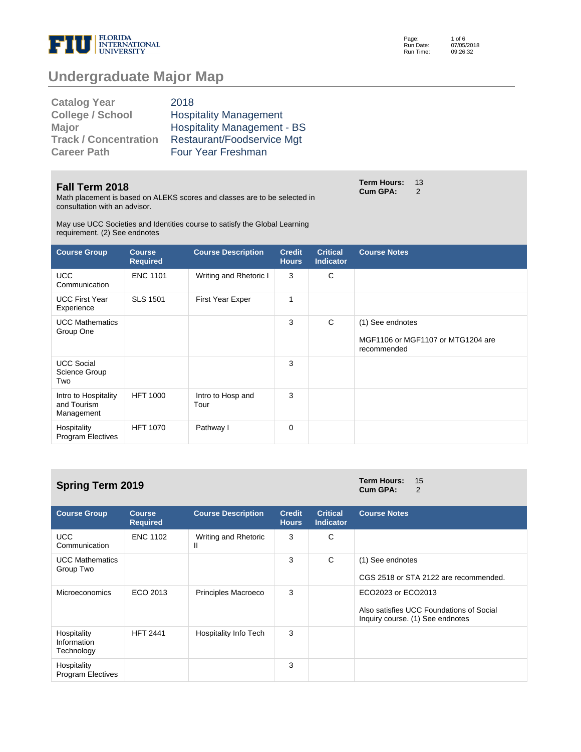# Undergraduate Major Map

| | |
|---|---|
| **Catalog Year** | 2018 |
| **College / School** | Hospitality Management |
| **Major** | Hospitality Management - BS |
| **Track / Concentration** | Restaurant/Foodservice Mgt |
| **Career Path** | Four Year Freshman |

## Fall Term 2018

**Term Hours:** 13
**Cum GPA:** 2

Math placement is based on ALEKS scores and classes are to be selected in consultation with an advisor.

May use UCC Societies and Identities course to satisfy the Global Learning requirement. (2) See endnotes

| Course Group | Course Required | Course Description | Credit Hours | Critical Indicator | Course Notes |
|---|---|---|---|---|---|
| UCC Communication | ENC 1101 | Writing and Rhetoric I | 3 | C | |
| UCC First Year Experience | SLS 1501 | First Year Exper | 1 | | |
| UCC Mathematics Group One | | | 3 | C | (1) See endnotes<br><br>MGF1106 or MGF1107 or MTG1204 are recommended |
| UCC Social Science Group Two | | | 3 | | |
| Intro to Hospitality and Tourism Management | HFT 1000 | Intro to Hosp and Tour | 3 | | |
| Hospitality Program Electives | HFT 1070 | Pathway I | 0 | | |

## Spring Term 2019

**Term Hours:** 15
**Cum GPA:** 2

| Course Group | Course Required | Course Description | Credit Hours | Critical Indicator | Course Notes |
|---|---|---|---|---|---|
| UCC Communication | ENC 1102 | Writing and Rhetoric II | 3 | C | |
| UCC Mathematics Group Two | | | 3 | C | (1) See endnotes<br><br>CGS 2518 or STA 2122 are recommended. |
| Microeconomics | ECO 2013 | Principles Macroeco | 3 | | ECO2023 or ECO2013<br><br>Also satisfies UCC Foundations of Social Inquiry course. (1) See endnotes |
| Hospitality Information Technology | HFT 2441 | Hospitality Info Tech | 3 | | |
| Hospitality Program Electives | | | 3 | | |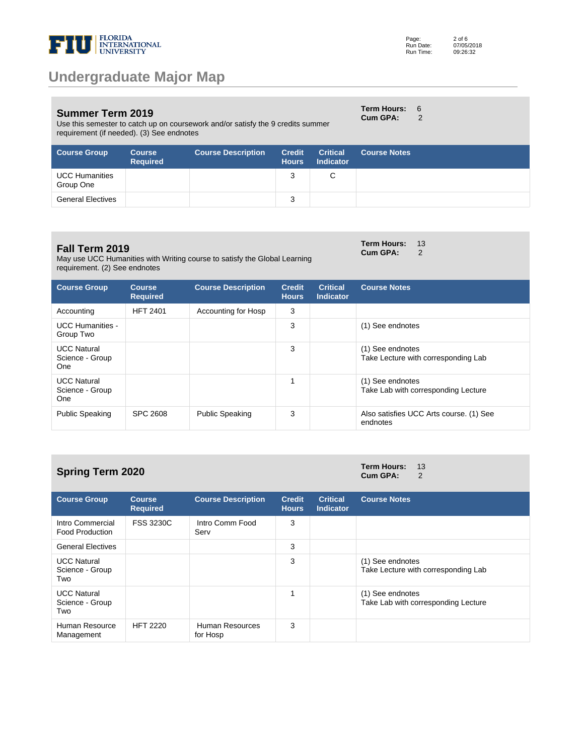# Undergraduate Major Map

## Summer Term 2019

**Term Hours:** 6
**Cum GPA:** 2

Use this semester to catch up on coursework and/or satisfy the 9 credits summer requirement (if needed). (3) See endnotes

| Course Group | Course Required | Course Description | Credit Hours | Critical Indicator | Course Notes |
|---|---|---|---|---|---|
| UCC Humanities Group One | | | 3 | C | |
| General Electives | | | 3 | | |

## Fall Term 2019

**Term Hours:** 13
**Cum GPA:** 2

May use UCC Humanities with Writing course to satisfy the Global Learning requirement. (2) See endnotes

| Course Group | Course Required | Course Description | Credit Hours | Critical Indicator | Course Notes |
|---|---|---|---|---|---|
| Accounting | HFT 2401 | Accounting for Hosp | 3 | | |
| UCC Humanities - Group Two | | | 3 | | (1) See endnotes |
| UCC Natural Science - Group One | | | 3 | | (1) See endnotes<br>Take Lecture with corresponding Lab |
| UCC Natural Science - Group One | | | 1 | | (1) See endnotes<br>Take Lab with corresponding Lecture |
| Public Speaking | SPC 2608 | Public Speaking | 3 | | Also satisfies UCC Arts course. (1) See endnotes |

## Spring Term 2020

**Term Hours:** 13
**Cum GPA:** 2

| Course Group | Course Required | Course Description | Credit Hours | Critical Indicator | Course Notes |
|---|---|---|---|---|---|
| Intro Commercial Food Production | FSS 3230C | Intro Comm Food Serv | 3 | | |
| General Electives | | | 3 | | |
| UCC Natural Science - Group Two | | | 3 | | (1) See endnotes<br>Take Lecture with corresponding Lab |
| UCC Natural Science - Group Two | | | 1 | | (1) See endnotes<br>Take Lab with corresponding Lecture |
| Human Resource Management | HFT 2220 | Human Resources for Hosp | 3 | | |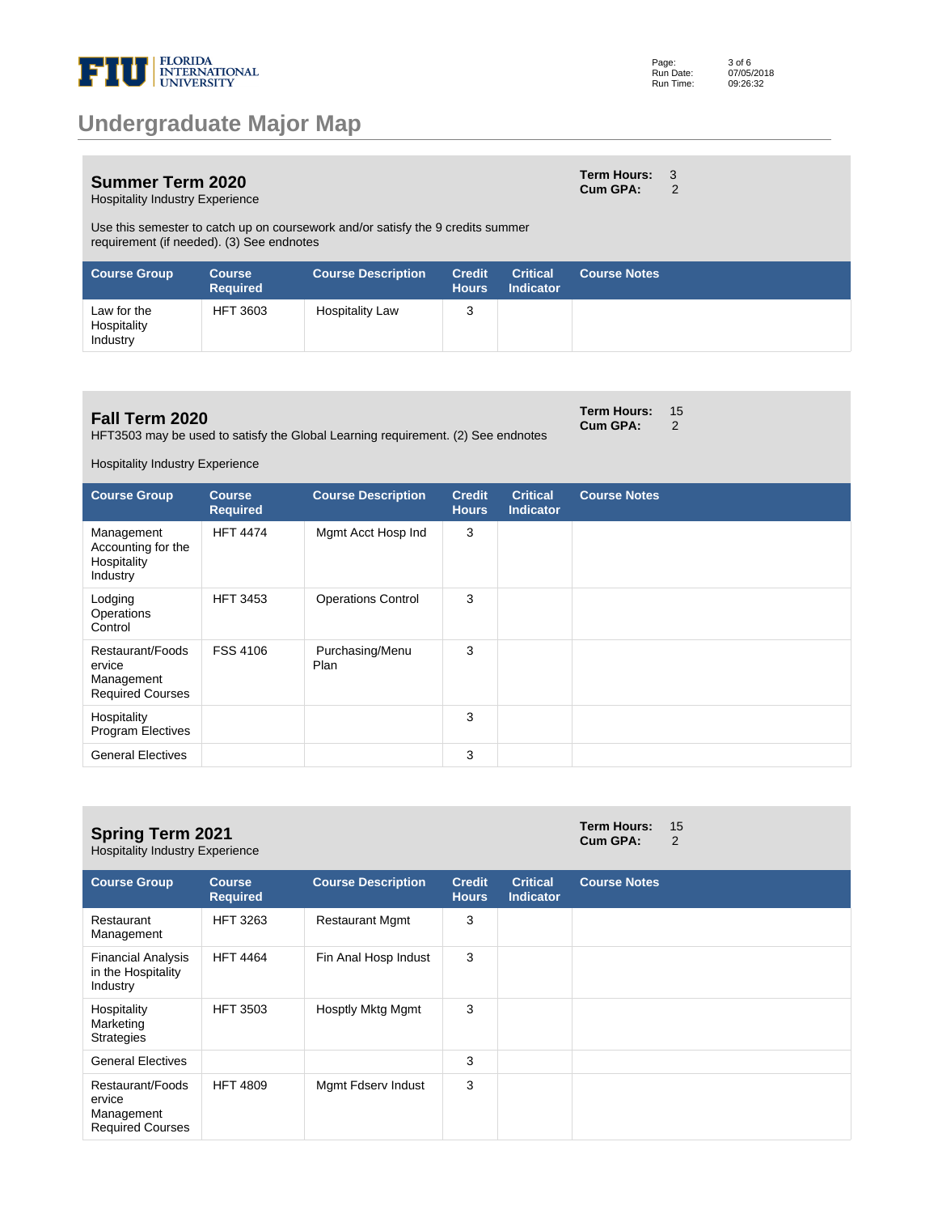## Undergraduate Major Map

### Summer Term 2020

Hospitality Industry Experience

**Term Hours:** 3
**Cum GPA:** 2

Use this semester to catch up on coursework and/or satisfy the 9 credits summer requirement (if needed). (3) See endnotes

| Course Group | Course Required | Course Description | Credit Hours | Critical Indicator | Course Notes |
|---|---|---|---|---|---|
| Law for the Hospitality Industry | HFT 3603 | Hospitality Law | 3 | | |

### Fall Term 2020

HFT3503 may be used to satisfy the Global Learning requirement. (2) See endnotes

Hospitality Industry Experience

**Term Hours:** 15
**Cum GPA:** 2

| Course Group | Course Required | Course Description | Credit Hours | Critical Indicator | Course Notes |
|---|---|---|---|---|---|
| Management Accounting for the Hospitality Industry | HFT 4474 | Mgmt Acct Hosp Ind | 3 | | |
| Lodging Operations Control | HFT 3453 | Operations Control | 3 | | |
| Restaurant/Foodservice Management Required Courses | FSS 4106 | Purchasing/Menu Plan | 3 | | |
| Hospitality Program Electives | | | 3 | | |
| General Electives | | | 3 | | |

### Spring Term 2021

Hospitality Industry Experience

**Term Hours:** 15
**Cum GPA:** 2

| Course Group | Course Required | Course Description | Credit Hours | Critical Indicator | Course Notes |
|---|---|---|---|---|---|
| Restaurant Management | HFT 3263 | Restaurant Mgmt | 3 | | |
| Financial Analysis in the Hospitality Industry | HFT 4464 | Fin Anal Hosp Indust | 3 | | |
| Hospitality Marketing Strategies | HFT 3503 | Hosptly Mktg Mgmt | 3 | | |
| General Electives | | | 3 | | |
| Restaurant/Foodservice Management Required Courses | HFT 4809 | Mgmt Fdserv Indust | 3 | | |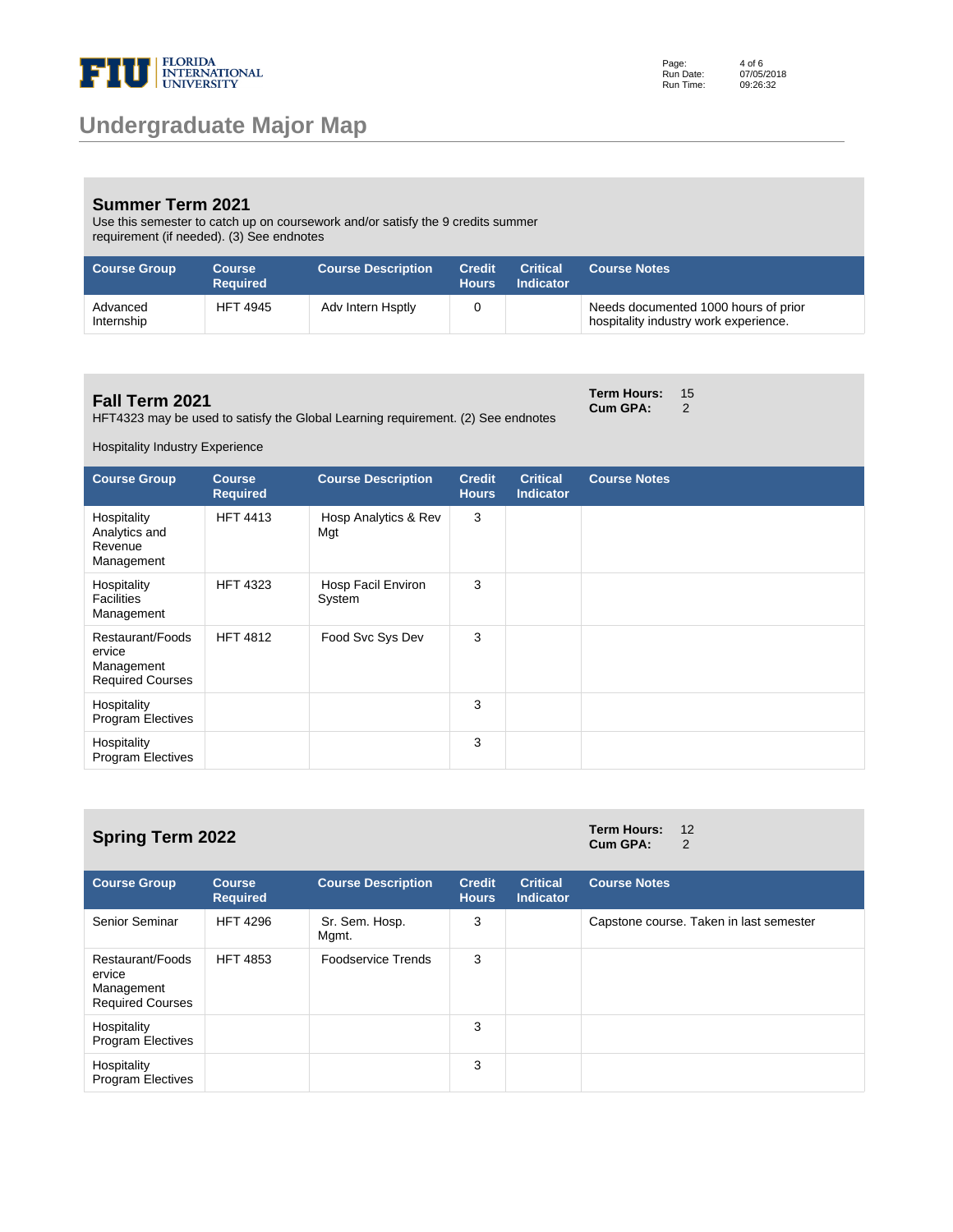# Undergraduate Major Map

## Summer Term 2021

Use this semester to catch up on coursework and/or satisfy the 9 credits summer requirement (if needed). (3) See endnotes

| Course Group | Course Required | Course Description | Credit Hours | Critical Indicator | Course Notes |
|---|---|---|---|---|---|
| Advanced Internship | HFT 4945 | Adv Intern Hsptly | 0 | | Needs documented 1000 hours of prior hospitality industry work experience. |

## Fall Term 2021

**Term Hours:** 15
**Cum GPA:** 2

HFT4323 may be used to satisfy the Global Learning requirement. (2) See endnotes

Hospitality Industry Experience

| Course Group | Course Required | Course Description | Credit Hours | Critical Indicator | Course Notes |
|---|---|---|---|---|---|
| Hospitality Analytics and Revenue Management | HFT 4413 | Hosp Analytics & Rev Mgt | 3 | | |
| Hospitality Facilities Management | HFT 4323 | Hosp Facil Environ System | 3 | | |
| Restaurant/Foodservice Management Required Courses | HFT 4812 | Food Svc Sys Dev | 3 | | |
| Hospitality Program Electives | | | 3 | | |
| Hospitality Program Electives | | | 3 | | |

## Spring Term 2022

**Term Hours:** 12
**Cum GPA:** 2

| Course Group | Course Required | Course Description | Credit Hours | Critical Indicator | Course Notes |
|---|---|---|---|---|---|
| Senior Seminar | HFT 4296 | Sr. Sem. Hosp. Mgmt. | 3 | | Capstone course. Taken in last semester |
| Restaurant/Foodservice Management Required Courses | HFT 4853 | Foodservice Trends | 3 | | |
| Hospitality Program Electives | | | 3 | | |
| Hospitality Program Electives | | | 3 | | |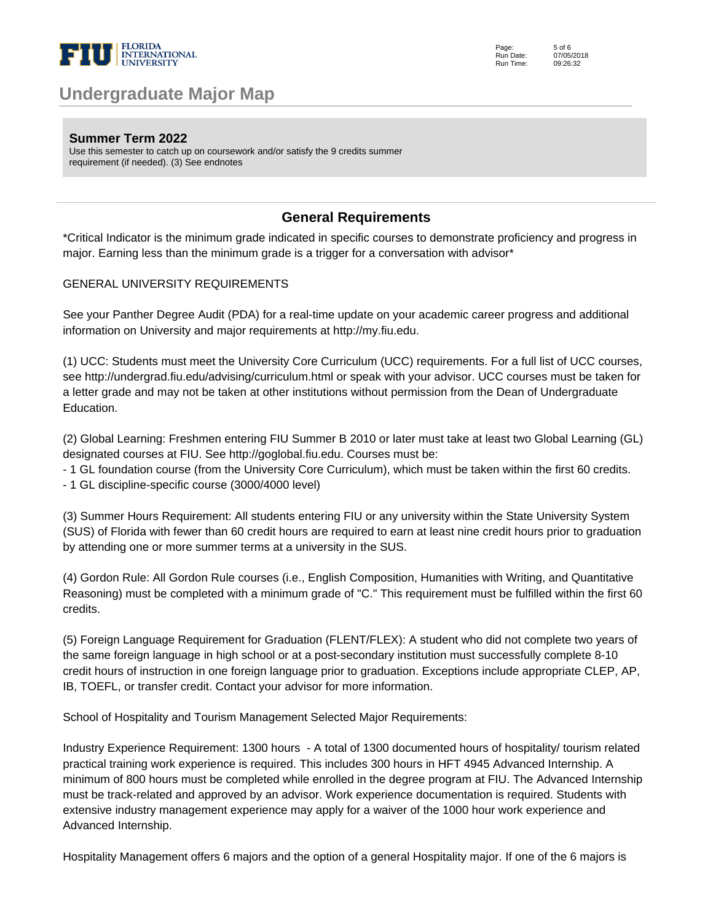## Summer Term 2022

Use this semester to catch up on coursework and/or satisfy the 9 credits summer requirement (if needed). (3) See endnotes

## General Requirements

*Critical Indicator is the minimum grade indicated in specific courses to demonstrate proficiency and progress in major. Earning less than the minimum grade is a trigger for a conversation with advisor*

GENERAL UNIVERSITY REQUIREMENTS

See your Panther Degree Audit (PDA) for a real-time update on your academic career progress and additional information on University and major requirements at http://my.fiu.edu.

(1) UCC: Students must meet the University Core Curriculum (UCC) requirements. For a full list of UCC courses, see http://undergrad.fiu.edu/advising/curriculum.html or speak with your advisor. UCC courses must be taken for a letter grade and may not be taken at other institutions without permission from the Dean of Undergraduate Education.

(2) Global Learning: Freshmen entering FIU Summer B 2010 or later must take at least two Global Learning (GL) designated courses at FIU. See http://goglobal.fiu.edu. Courses must be:
- 1 GL foundation course (from the University Core Curriculum), which must be taken within the first 60 credits.
- 1 GL discipline-specific course (3000/4000 level)

(3) Summer Hours Requirement: All students entering FIU or any university within the State University System (SUS) of Florida with fewer than 60 credit hours are required to earn at least nine credit hours prior to graduation by attending one or more summer terms at a university in the SUS.

(4) Gordon Rule: All Gordon Rule courses (i.e., English Composition, Humanities with Writing, and Quantitative Reasoning) must be completed with a minimum grade of "C." This requirement must be fulfilled within the first 60 credits.

(5) Foreign Language Requirement for Graduation (FLENT/FLEX): A student who did not complete two years of the same foreign language in high school or at a post-secondary institution must successfully complete 8-10 credit hours of instruction in one foreign language prior to graduation. Exceptions include appropriate CLEP, AP, IB, TOEFL, or transfer credit. Contact your advisor for more information.

School of Hospitality and Tourism Management Selected Major Requirements:

Industry Experience Requirement: 1300 hours - A total of 1300 documented hours of hospitality/ tourism related practical training work experience is required. This includes 300 hours in HFT 4945 Advanced Internship. A minimum of 800 hours must be completed while enrolled in the degree program at FIU. The Advanced Internship must be track-related and approved by an advisor. Work experience documentation is required. Students with extensive industry management experience may apply for a waiver of the 1000 hour work experience and Advanced Internship.

Hospitality Management offers 6 majors and the option of a general Hospitality major. If one of the 6 majors is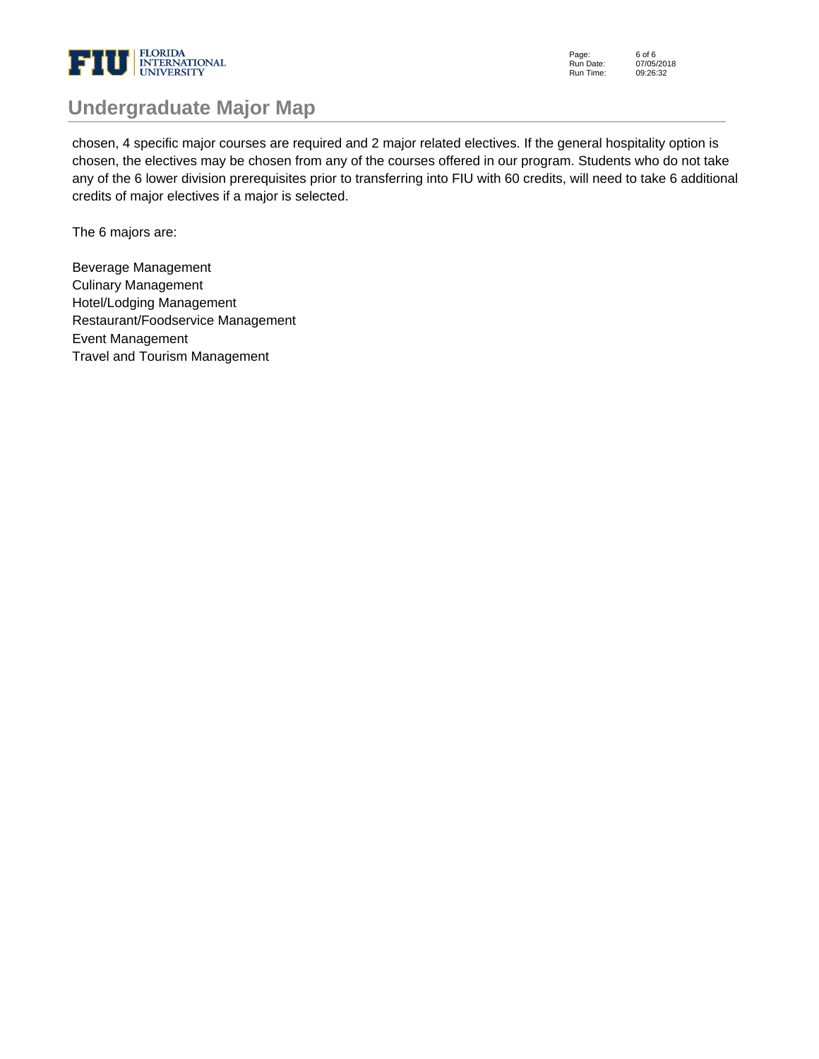# Undergraduate Major Map

chosen, 4 specific major courses are required and 2 major related electives. If the general hospitality option is chosen, the electives may be chosen from any of the courses offered in our program. Students who do not take any of the 6 lower division prerequisites prior to transferring into FIU with 60 credits, will need to take 6 additional credits of major electives if a major is selected.

The 6 majors are:

Beverage Management
Culinary Management
Hotel/Lodging Management
Restaurant/Foodservice Management
Event Management
Travel and Tourism Management